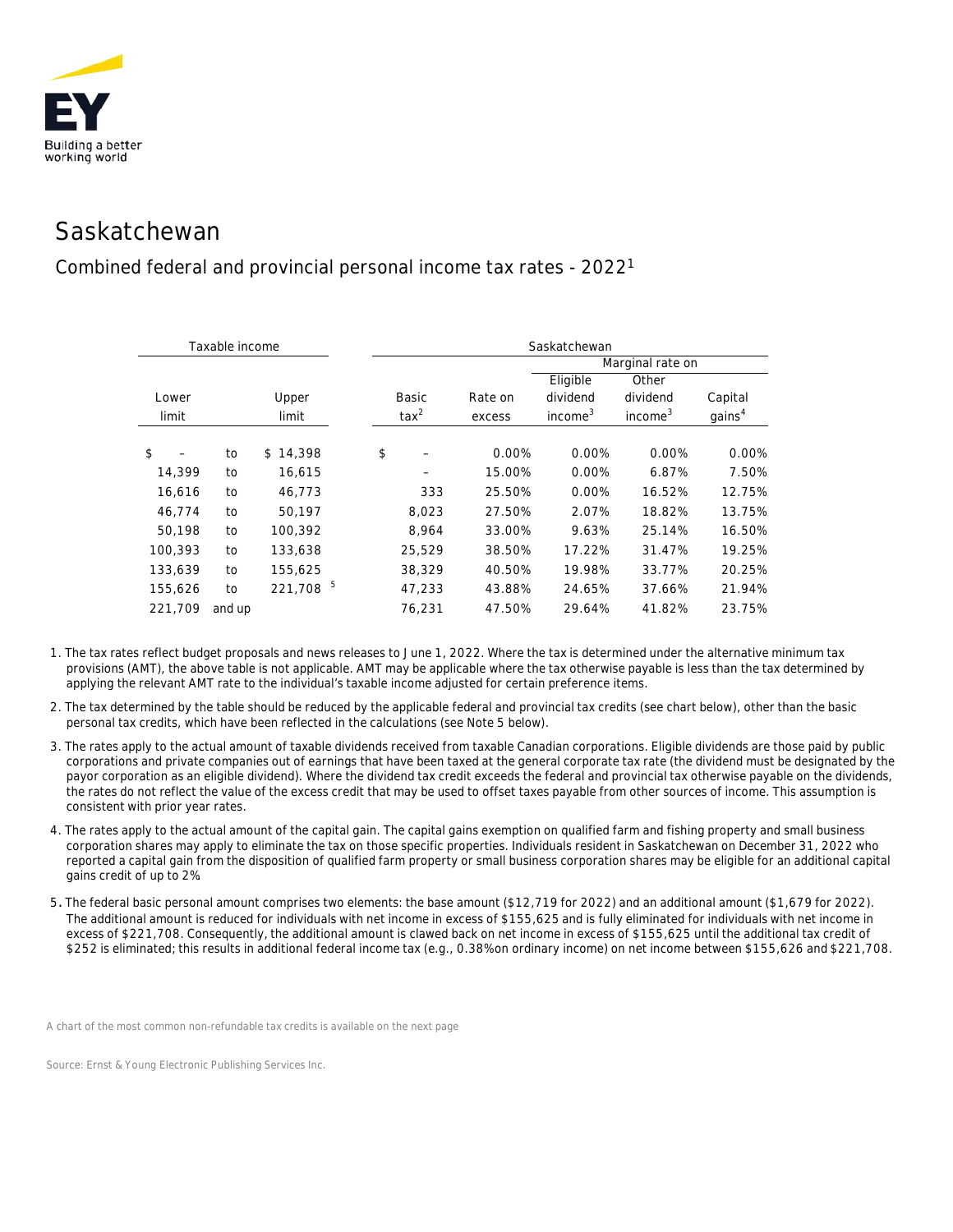# Saskatchewan

## Combined federal and provincial personal income tax rates - 2022[1]

| Taxable income | | | Saskatchewan | | | | |
|---|---|---|---|---|---|---|---|
| | | | | | Marginal rate on | | |
| Lower limit | | Upper limit | Basic tax[2] | Rate on excess | Eligible dividend income[3] | Other dividend income[3] | Capital gains[4] |
| $ – | to | $ 14,398 | $ – | 0.00% | 0.00% | 0.00% | 0.00% |
| 14,399 | to | 16,615 | – | 15.00% | 0.00% | 6.87% | 7.50% |
| 16,616 | to | 46,773 | 333 | 25.50% | 0.00% | 16.52% | 12.75% |
| 46,774 | to | 50,197 | 8,023 | 27.50% | 2.07% | 18.82% | 13.75% |
| 50,198 | to | 100,392 | 8,964 | 33.00% | 9.63% | 25.14% | 16.50% |
| 100,393 | to | 133,638 | 25,529 | 38.50% | 17.22% | 31.47% | 19.25% |
| 133,639 | to | 155,625 | 38,329 | 40.50% | 19.98% | 33.77% | 20.25% |
| 155,626 | to | 221,708[5] | 47,233 | 43.88% | 24.65% | 37.66% | 21.94% |
| 221,709 | and up | | 76,231 | 47.50% | 29.64% | 41.82% | 23.75% |

1. The tax rates reflect budget proposals and news releases to June 1, 2022. Where the tax is determined under the alternative minimum tax provisions (AMT), the above table is not applicable. AMT may be applicable where the tax otherwise payable is less than the tax determined by applying the relevant AMT rate to the individual's taxable income adjusted for certain preference items.
2. The tax determined by the table should be reduced by the applicable federal and provincial tax credits (see chart below), other than the basic personal tax credits, which have been reflected in the calculations (see Note 5 below).
3. The rates apply to the actual amount of taxable dividends received from taxable Canadian corporations. Eligible dividends are those paid by public corporations and private companies out of earnings that have been taxed at the general corporate tax rate (the dividend must be designated by the payor corporation as an eligible dividend). Where the dividend tax credit exceeds the federal and provincial tax otherwise payable on the dividends, the rates do not reflect the value of the excess credit that may be used to offset taxes payable from other sources of income. This assumption is consistent with prior year rates.
4. The rates apply to the actual amount of the capital gain. The capital gains exemption on qualified farm and fishing property and small business corporation shares may apply to eliminate the tax on those specific properties. Individuals resident in Saskatchewan on December 31, 2022 who reported a capital gain from the disposition of qualified farm property or small business corporation shares may be eligible for an additional capital gains credit of up to 2%.
5. The federal basic personal amount comprises two elements: the base amount ($12,719 for 2022) and an additional amount ($1,679 for 2022). The additional amount is reduced for individuals with net income in excess of $155,625 and is fully eliminated for individuals with net income in excess of $221,708. Consequently, the additional amount is clawed back on net income in excess of $155,625 until the additional tax credit of $252 is eliminated; this results in additional federal income tax (e.g., 0.38%on ordinary income) on net income between $155,626 and $221,708.

A chart of the most common non-refundable tax credits is available on the next page

Source: Ernst & Young Electronic Publishing Services Inc.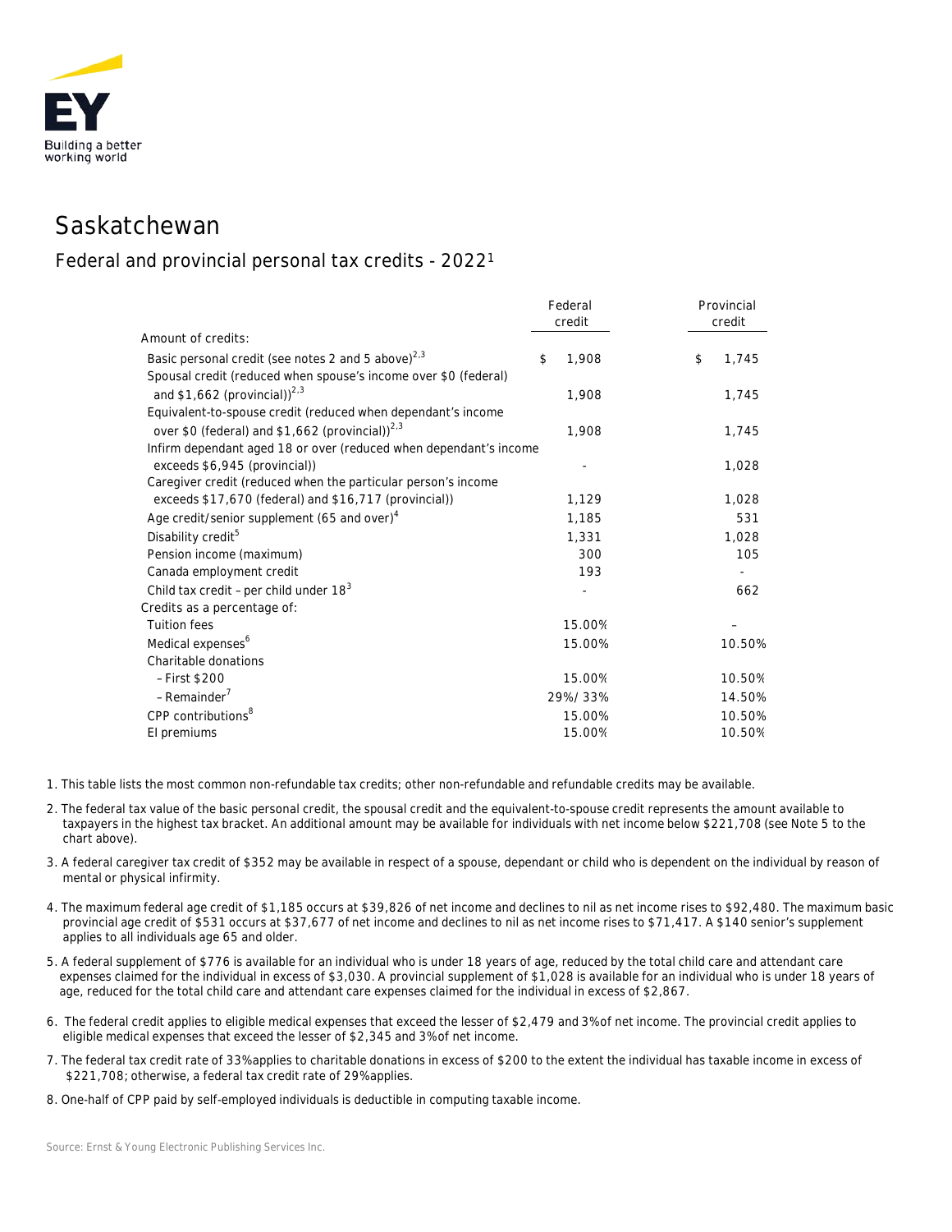# Saskatchewan

## Federal and provincial personal tax credits - 2022[1]

| | Federal credit | Provincial credit |
|---|---|---|
| Amount of credits: | | |
| Basic personal credit (see notes 2 and 5 above)[2,3] | $ 1,908 | $ 1,745 |
| Spousal credit (reduced when spouse's income over $0 (federal) and $1,662 (provincial))[2,3] | 1,908 | 1,745 |
| Equivalent-to-spouse credit (reduced when dependant's income over $0 (federal) and $1,662 (provincial))[2,3] | 1,908 | 1,745 |
| Infirm dependant aged 18 or over (reduced when dependant's income exceeds $6,945 (provincial)) | - | 1,028 |
| Caregiver credit (reduced when the particular person's income exceeds $17,670 (federal) and $16,717 (provincial)) | 1,129 | 1,028 |
| Age credit/senior supplement (65 and over)[4] | 1,185 | 531 |
| Disability credit[5] | 1,331 | 1,028 |
| Pension income (maximum) | 300 | 105 |
| Canada employment credit | 193 | - |
| Child tax credit – per child under 18[3] | - | 662 |
| Credits as a percentage of: | | |
| Tuition fees | 15.00% | – |
| Medical expenses[6] | 15.00% | 10.50% |
| Charitable donations | | |
| – First $200 | 15.00% | 10.50% |
| – Remainder[7] | 29%/ 33% | 14.50% |
| CPP contributions[8] | 15.00% | 10.50% |
| EI premiums | 15.00% | 10.50% |

1. This table lists the most common non-refundable tax credits; other non-refundable and refundable credits may be available.
2. The federal tax value of the basic personal credit, the spousal credit and the equivalent-to-spouse credit represents the amount available to taxpayers in the highest tax bracket. An additional amount may be available for individuals with net income below $221,708 (see Note 5 to the chart above).
3. A federal caregiver tax credit of $352 may be available in respect of a spouse, dependant or child who is dependent on the individual by reason of mental or physical infirmity.
4. The maximum federal age credit of $1,185 occurs at $39,826 of net income and declines to nil as net income rises to $92,480. The maximum basic provincial age credit of $531 occurs at $37,677 of net income and declines to nil as net income rises to $71,417. A $140 senior's supplement applies to all individuals age 65 and older.
5. A federal supplement of $776 is available for an individual who is under 18 years of age, reduced by the total child care and attendant care expenses claimed for the individual in excess of $3,030. A provincial supplement of $1,028 is available for an individual who is under 18 years of age, reduced for the total child care and attendant care expenses claimed for the individual in excess of $2,867.
6. The federal credit applies to eligible medical expenses that exceed the lesser of $2,479 and 3% of net income. The provincial credit applies to eligible medical expenses that exceed the lesser of $2,345 and 3% of net income.
7. The federal tax credit rate of 33% applies to charitable donations in excess of $200 to the extent the individual has taxable income in excess of $221,708; otherwise, a federal tax credit rate of 29% applies.
8. One-half of CPP paid by self-employed individuals is deductible in computing taxable income.

Source: Ernst & Young Electronic Publishing Services Inc.